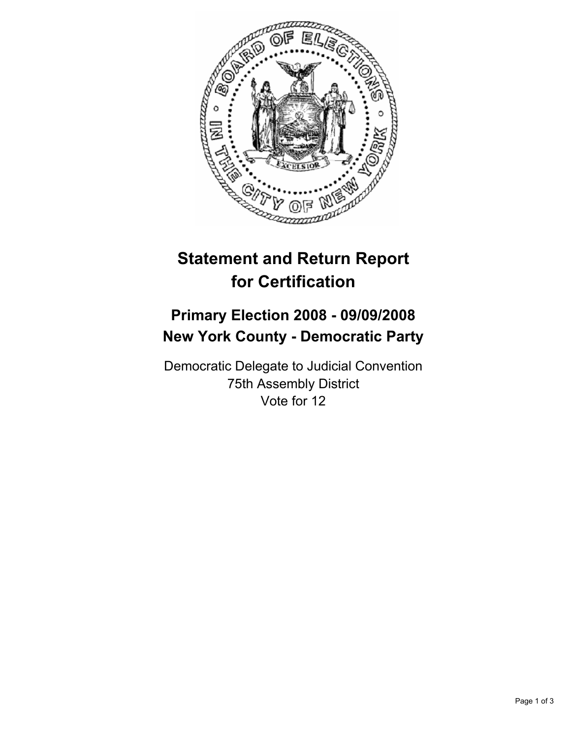# Statement and Return Report for Certification

## Primary Election 2008 - 09/09/2008
## New York County - Democratic Party

Democratic Delegate to Judicial Convention
75th Assembly District
Vote for 12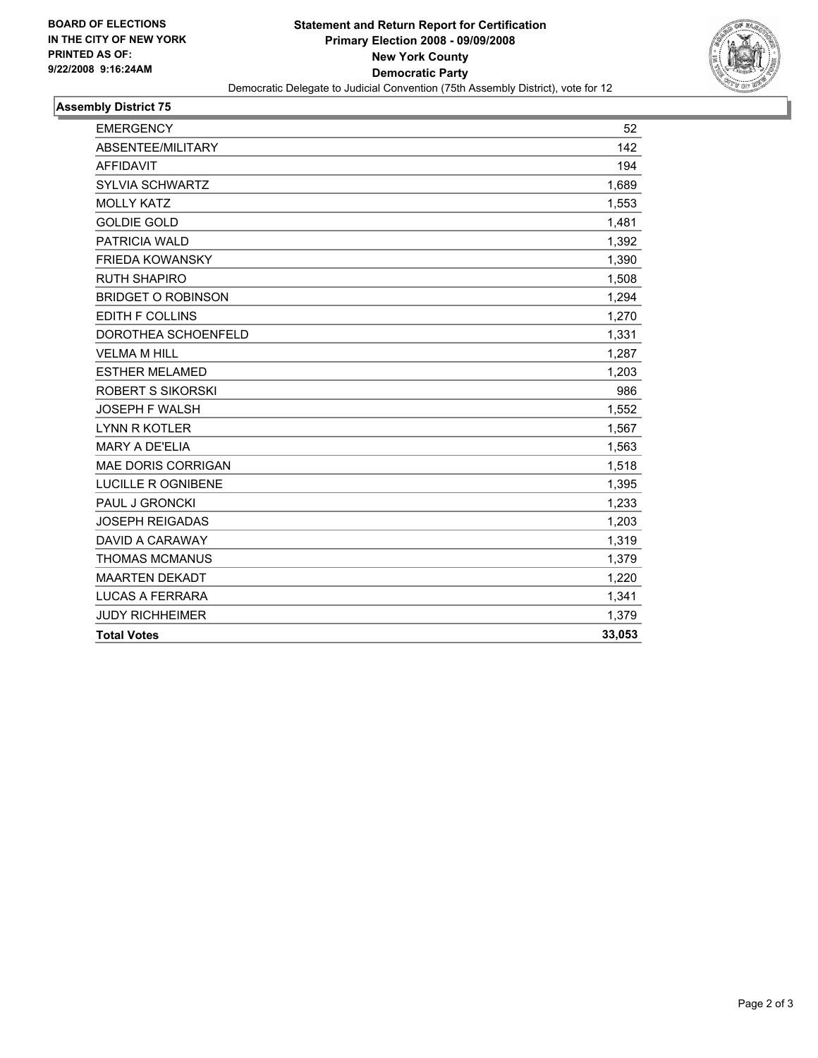**BOARD OF ELECTIONS IN THE CITY OF NEW YORK PRINTED AS OF: 9/22/2008 9:16:24AM**

# Statement and Return Report for Certification
## Primary Election 2008 - 09/09/2008
## New York County
## Democratic Party

Democratic Delegate to Judicial Convention (75th Assembly District), vote for 12

### Assembly District 75

| | |
|---|---|
| EMERGENCY | 52 |
| ABSENTEE/MILITARY | 142 |
| AFFIDAVIT | 194 |
| SYLVIA SCHWARTZ | 1,689 |
| MOLLY KATZ | 1,553 |
| GOLDIE GOLD | 1,481 |
| PATRICIA WALD | 1,392 |
| FRIEDA KOWANSKY | 1,390 |
| RUTH SHAPIRO | 1,508 |
| BRIDGET O ROBINSON | 1,294 |
| EDITH F COLLINS | 1,270 |
| DOROTHEA SCHOENFELD | 1,331 |
| VELMA M HILL | 1,287 |
| ESTHER MELAMED | 1,203 |
| ROBERT S SIKORSKI | 986 |
| JOSEPH F WALSH | 1,552 |
| LYNN R KOTLER | 1,567 |
| MARY A DE'ELIA | 1,563 |
| MAE DORIS CORRIGAN | 1,518 |
| LUCILLE R OGNIBENE | 1,395 |
| PAUL J GRONCKI | 1,233 |
| JOSEPH REIGADAS | 1,203 |
| DAVID A CARAWAY | 1,319 |
| THOMAS MCMANUS | 1,379 |
| MAARTEN DEKADT | 1,220 |
| LUCAS A FERRARA | 1,341 |
| JUDY RICHHEIMER | 1,379 |
| **Total Votes** | **33,053** |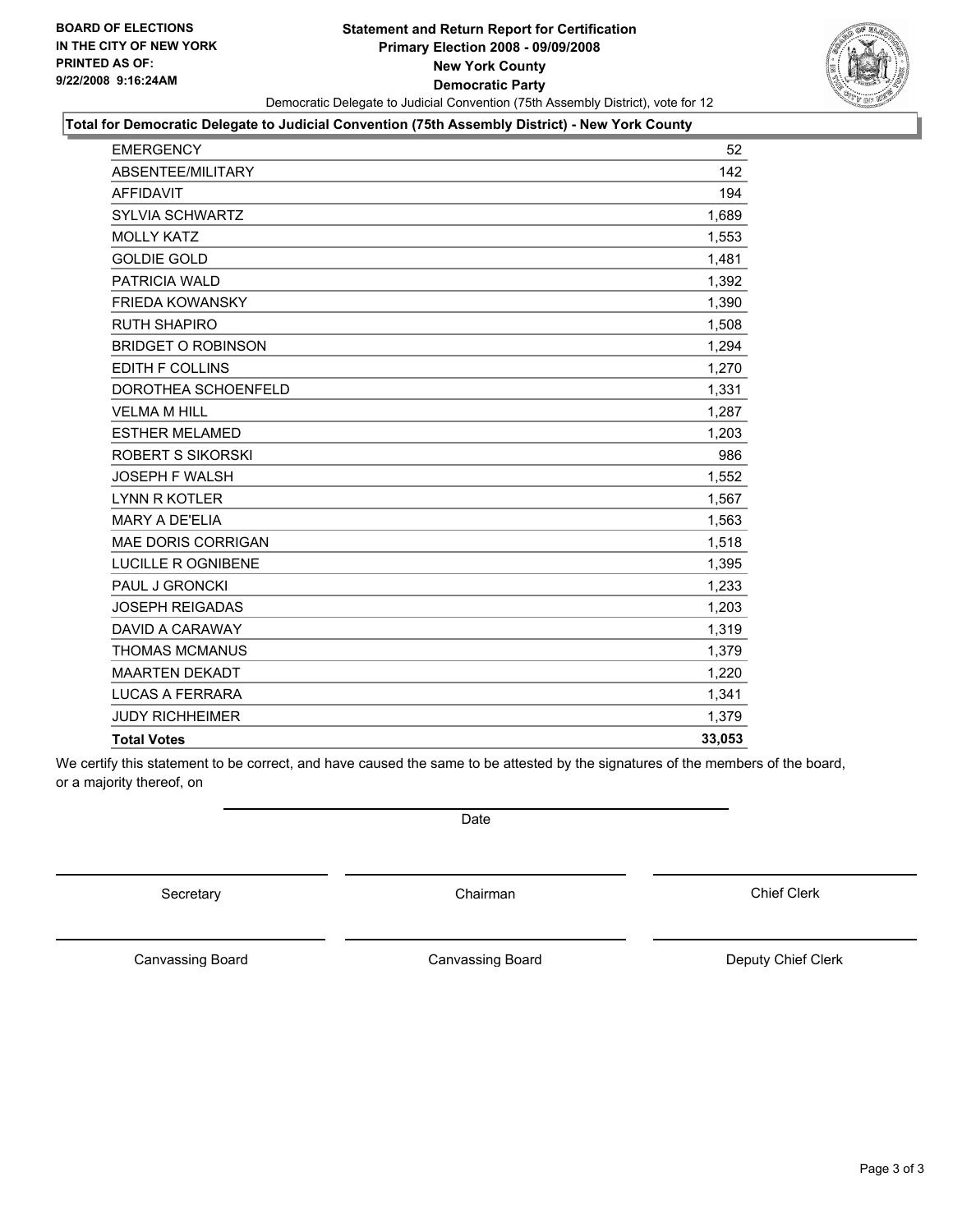**BOARD OF ELECTIONS IN THE CITY OF NEW YORK PRINTED AS OF: 9/22/2008 9:16:24AM**

# Statement and Return Report for Certification
## Primary Election 2008 - 09/09/2008
## New York County
## Democratic Party

Democratic Delegate to Judicial Convention (75th Assembly District), vote for 12

**Total for Democratic Delegate to Judicial Convention (75th Assembly District) - New York County**

| | |
|---|---|
| EMERGENCY | 52 |
| ABSENTEE/MILITARY | 142 |
| AFFIDAVIT | 194 |
| SYLVIA SCHWARTZ | 1,689 |
| MOLLY KATZ | 1,553 |
| GOLDIE GOLD | 1,481 |
| PATRICIA WALD | 1,392 |
| FRIEDA KOWANSKY | 1,390 |
| RUTH SHAPIRO | 1,508 |
| BRIDGET O ROBINSON | 1,294 |
| EDITH F COLLINS | 1,270 |
| DOROTHEA SCHOENFELD | 1,331 |
| VELMA M HILL | 1,287 |
| ESTHER MELAMED | 1,203 |
| ROBERT S SIKORSKI | 986 |
| JOSEPH F WALSH | 1,552 |
| LYNN R KOTLER | 1,567 |
| MARY A DE'ELIA | 1,563 |
| MAE DORIS CORRIGAN | 1,518 |
| LUCILLE R OGNIBENE | 1,395 |
| PAUL J GRONCKI | 1,233 |
| JOSEPH REIGADAS | 1,203 |
| DAVID A CARAWAY | 1,319 |
| THOMAS MCMANUS | 1,379 |
| MAARTEN DEKADT | 1,220 |
| LUCAS A FERRARA | 1,341 |
| JUDY RICHHEIMER | 1,379 |
| **Total Votes** | **33,053** |

We certify this statement to be correct, and have caused the same to be attested by the signatures of the members of the board, or a majority thereof, on

Date

Secretary | Chairman | Chief Clerk

Canvassing Board | Canvassing Board | Deputy Chief Clerk